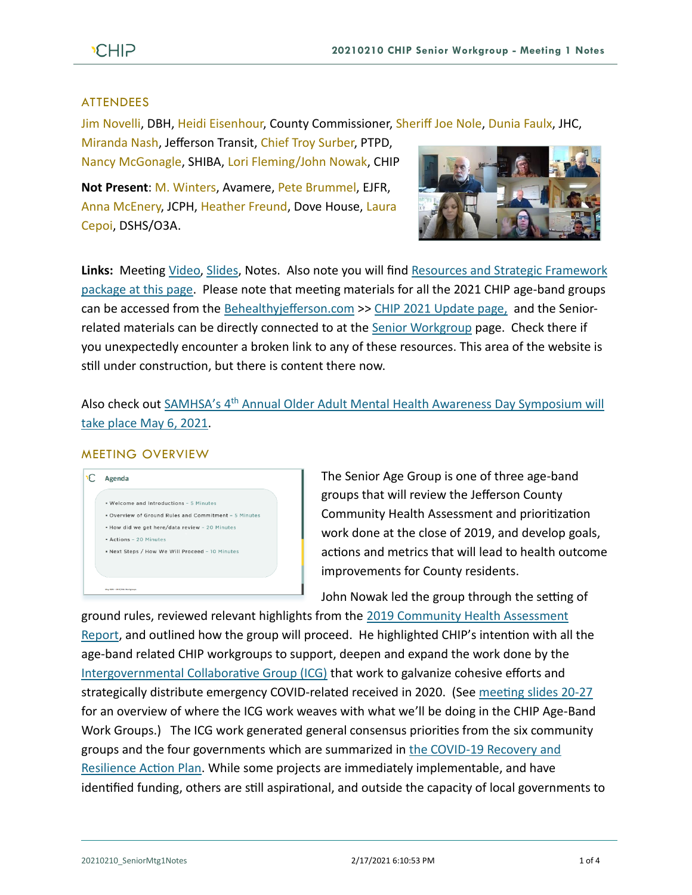## ATTENDEES

Jim Novelli, DBH, Heidi Eisenhour, County Commissioner, Sheriff Joe Nole, Dunia Faulx, JHC, Miranda Nash, Jefferson Transit, Chief Troy Surber, PTPD, Nancy McGonagle, SHIBA, Lori Fleming/John Nowak, CHIP

**Not Present**: M. Winters, Avamere, Pete Brummel, EJFR, Anna McEnery, JCPH, Heather Freund, Dove House, Laura Cepoi, DSHS/O3A.

**Links:** Meeting Video, Slides, Notes. Also note you will find Resources and Strategic Framework package at this page. Please note that meeting materials for all the 2021 CHIP age-band groups can be accessed from the Behealthyjefferson.com >> CHIP 2021 Update page, and the Senior-related materials can be directly connected to at the Senior Workgroup page. Check there if you unexpectedly encounter a broken link to any of these resources. This area of the website is still under construction, but there is content there now.

Also check out SAMHSA's 4th Annual Older Adult Mental Health Awareness Day Symposium will take place May 6, 2021.

## MEETING OVERVIEW

**Agenda**

- Welcome and Introductions – 5 Minutes
- Overview of Ground Rules and Commitment – 5 Minutes
- How did we get here/data review – 20 Minutes
- Actions – 20 Minutes
- Next Steps / How We Will Proceed – 10 Minutes

The Senior Age Group is one of three age-band groups that will review the Jefferson County Community Health Assessment and prioritization work done at the close of 2019, and develop goals, actions and metrics that will lead to health outcome improvements for County residents.

John Nowak led the group through the setting of ground rules, reviewed relevant highlights from the 2019 Community Health Assessment Report, and outlined how the group will proceed. He highlighted CHIP's intention with all the age-band related CHIP workgroups to support, deepen and expand the work done by the Intergovernmental Collaborative Group (ICG) that work to galvanize cohesive efforts and strategically distribute emergency COVID-related received in 2020. (See meeting slides 20-27 for an overview of where the ICG work weaves with what we'll be doing in the CHIP Age-Band Work Groups.) The ICG work generated general consensus priorities from the six community groups and the four governments which are summarized in the COVID-19 Recovery and Resilience Action Plan. While some projects are immediately implementable, and have identified funding, others are still aspirational, and outside the capacity of local governments to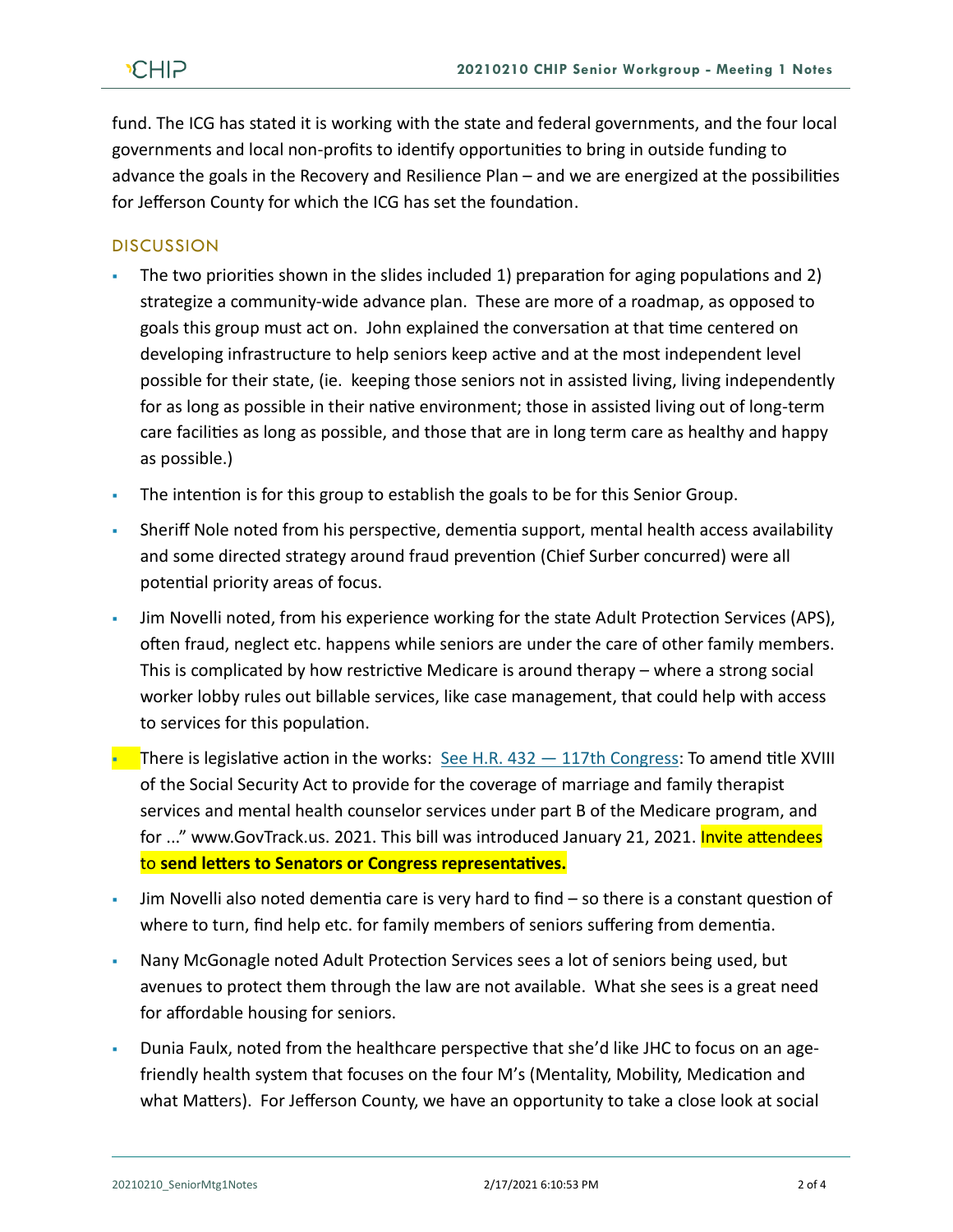fund. The ICG has stated it is working with the state and federal governments, and the four local governments and local non-profits to identify opportunities to bring in outside funding to advance the goals in the Recovery and Resilience Plan – and we are energized at the possibilities for Jefferson County for which the ICG has set the foundation.

## DISCUSSION

- The two priorities shown in the slides included 1) preparation for aging populations and 2) strategize a community-wide advance plan. These are more of a roadmap, as opposed to goals this group must act on. John explained the conversation at that time centered on developing infrastructure to help seniors keep active and at the most independent level possible for their state, (ie. keeping those seniors not in assisted living, living independently for as long as possible in their native environment; those in assisted living out of long-term care facilities as long as possible, and those that are in long term care as healthy and happy as possible.)
- The intention is for this group to establish the goals to be for this Senior Group.
- Sheriff Nole noted from his perspective, dementia support, mental health access availability and some directed strategy around fraud prevention (Chief Surber concurred) were all potential priority areas of focus.
- Jim Novelli noted, from his experience working for the state Adult Protection Services (APS), often fraud, neglect etc. happens while seniors are under the care of other family members. This is complicated by how restrictive Medicare is around therapy – where a strong social worker lobby rules out billable services, like case management, that could help with access to services for this population.
- There is legislative action in the works: See H.R. 432 — 117th Congress: To amend title XVIII of the Social Security Act to provide for the coverage of marriage and family therapist services and mental health counselor services under part B of the Medicare program, and for ..." www.GovTrack.us. 2021. This bill was introduced January 21, 2021. Invite attendees to **send letters to Senators or Congress representatives.**
- Jim Novelli also noted dementia care is very hard to find – so there is a constant question of where to turn, find help etc. for family members of seniors suffering from dementia.
- Nany McGonagle noted Adult Protection Services sees a lot of seniors being used, but avenues to protect them through the law are not available. What she sees is a great need for affordable housing for seniors.
- Dunia Faulx, noted from the healthcare perspective that she'd like JHC to focus on an age-friendly health system that focuses on the four M's (Mentality, Mobility, Medication and what Matters). For Jefferson County, we have an opportunity to take a close look at social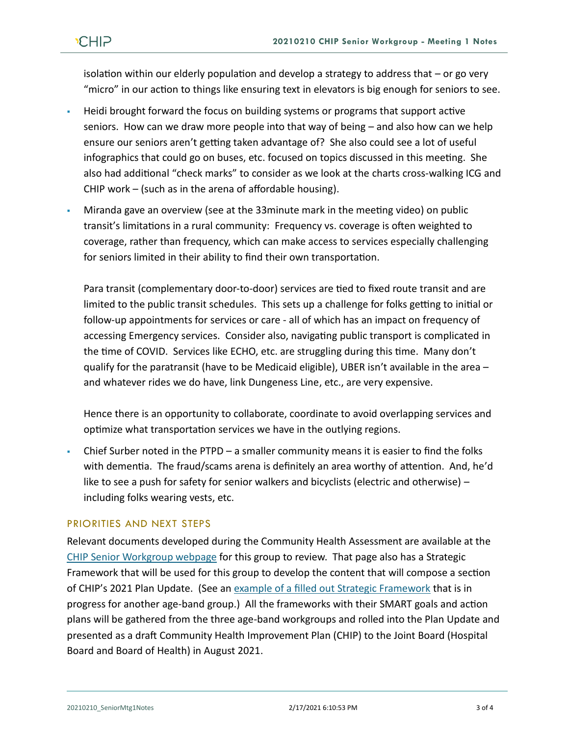isolation within our elderly population and develop a strategy to address that – or go very "micro" in our action to things like ensuring text in elevators is big enough for seniors to see.

- Heidi brought forward the focus on building systems or programs that support active seniors. How can we draw more people into that way of being – and also how can we help ensure our seniors aren't getting taken advantage of? She also could see a lot of useful infographics that could go on buses, etc. focused on topics discussed in this meeting. She also had additional "check marks" to consider as we look at the charts cross-walking ICG and CHIP work – (such as in the arena of affordable housing).
- Miranda gave an overview (see at the 33minute mark in the meeting video) on public transit's limitations in a rural community: Frequency vs. coverage is often weighted to coverage, rather than frequency, which can make access to services especially challenging for seniors limited in their ability to find their own transportation.

  Para transit (complementary door-to-door) services are tied to fixed route transit and are limited to the public transit schedules. This sets up a challenge for folks getting to initial or follow-up appointments for services or care - all of which has an impact on frequency of accessing Emergency services. Consider also, navigating public transport is complicated in the time of COVID. Services like ECHO, etc. are struggling during this time. Many don't qualify for the paratransit (have to be Medicaid eligible), UBER isn't available in the area – and whatever rides we do have, link Dungeness Line, etc., are very expensive.

  Hence there is an opportunity to collaborate, coordinate to avoid overlapping services and optimize what transportation services we have in the outlying regions.
- Chief Surber noted in the PTPD – a smaller community means it is easier to find the folks with dementia. The fraud/scams arena is definitely an area worthy of attention. And, he'd like to see a push for safety for senior walkers and bicyclists (electric and otherwise) – including folks wearing vests, etc.

## PRIORITIES AND NEXT STEPS

Relevant documents developed during the Community Health Assessment are available at the [CHIP Senior Workgroup webpage] for this group to review. That page also has a Strategic Framework that will be used for this group to develop the content that will compose a section of CHIP's 2021 Plan Update. (See an [example of a filled out Strategic Framework] that is in progress for another age-band group.) All the frameworks with their SMART goals and action plans will be gathered from the three age-band workgroups and rolled into the Plan Update and presented as a draft Community Health Improvement Plan (CHIP) to the Joint Board (Hospital Board and Board of Health) in August 2021.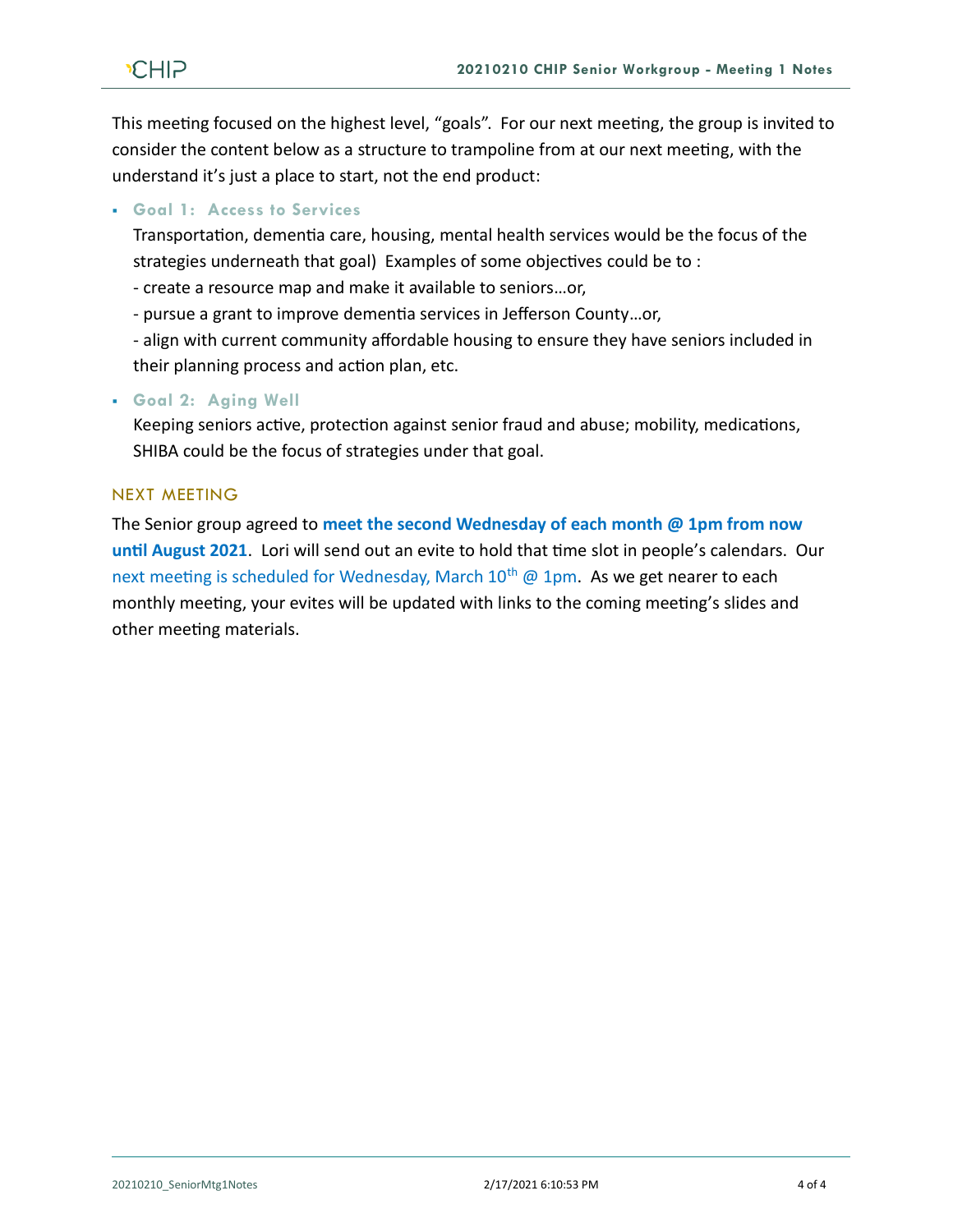This meeting focused on the highest level, "goals". For our next meeting, the group is invited to consider the content below as a structure to trampoline from at our next meeting, with the understand it's just a place to start, not the end product:

- **Goal 1: Access to Services**
  
  Transportation, dementia care, housing, mental health services would be the focus of the strategies underneath that goal) Examples of some objectives could be to :
  
  - create a resource map and make it available to seniors…or,
  
  - pursue a grant to improve dementia services in Jefferson County…or,
  
  - align with current community affordable housing to ensure they have seniors included in their planning process and action plan, etc.

- **Goal 2: Aging Well**
  
  Keeping seniors active, protection against senior fraud and abuse; mobility, medications, SHIBA could be the focus of strategies under that goal.

## NEXT MEETING

The Senior group agreed to **meet the second Wednesday of each month @ 1pm from now until August 2021**. Lori will send out an evite to hold that time slot in people's calendars. Our next meeting is scheduled for Wednesday, March 10th @ 1pm. As we get nearer to each monthly meeting, your evites will be updated with links to the coming meeting's slides and other meeting materials.